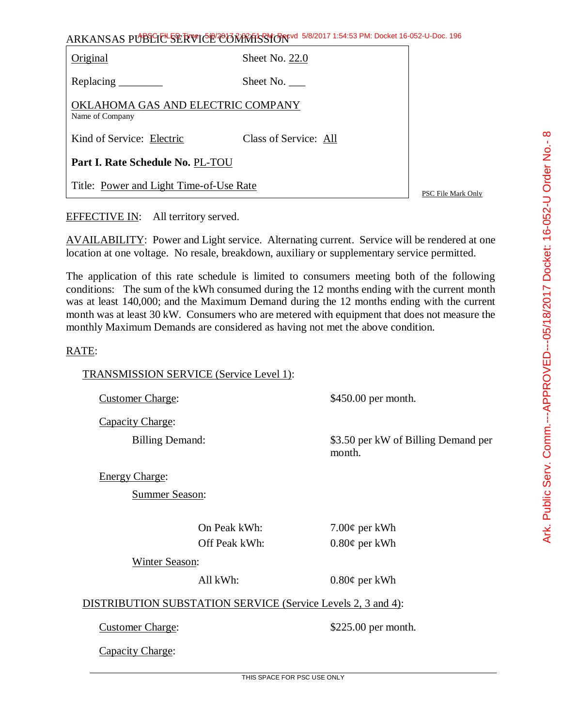ARKANSAS PUBLIC SERVICE COMMISSION

| | |
|---|---|
| Original | Sheet No. 22.0 |
| Replacing ________ | Sheet No. ___ |
| OKLAHOMA GAS AND ELECTRIC COMPANY<br>Name of Company | |
| Kind of Service: Electric | Class of Service: All |
| **Part I. Rate Schedule No.** PL-TOU | |
| Title: Power and Light Time-of-Use Rate | |

PSC File Mark Only

EFFECTIVE IN: All territory served.

AVAILABILITY: Power and Light service. Alternating current. Service will be rendered at one location at one voltage. No resale, breakdown, auxiliary or supplementary service permitted.

The application of this rate schedule is limited to consumers meeting both of the following conditions: The sum of the kWh consumed during the 12 months ending with the current month was at least 140,000; and the Maximum Demand during the 12 months ending with the current month was at least 30 kW. Consumers who are metered with equipment that does not measure the monthly Maximum Demands are considered as having not met the above condition.

RATE:

TRANSMISSION SERVICE (Service Level 1):

Customer Charge: $450.00 per month.

Capacity Charge:

Billing Demand: $3.50 per kW of Billing Demand per month.

Energy Charge:

Summer Season:

| | |
|---|---|
| On Peak kWh: | 7.00¢ per kWh |
| Off Peak kWh: | 0.80¢ per kWh |

Winter Season:

| | |
|---|---|
| All kWh: | 0.80¢ per kWh |

DISTRIBUTION SUBSTATION SERVICE (Service Levels 2, 3 and 4):

Customer Charge: $225.00 per month.

Capacity Charge: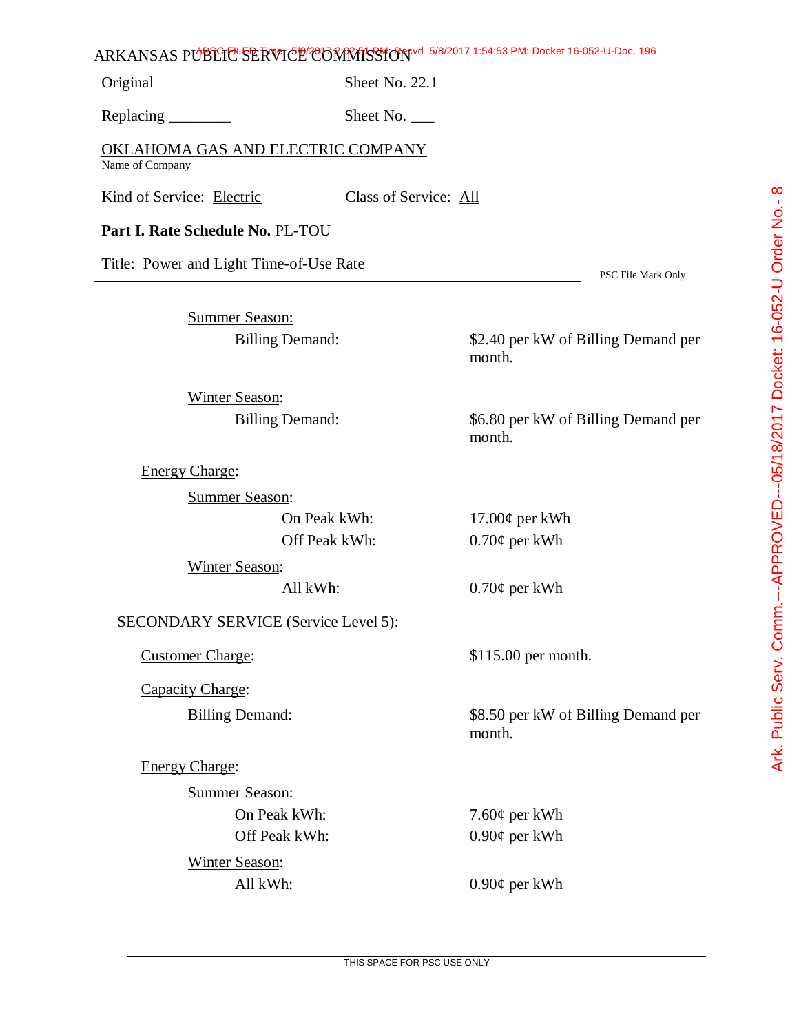ARKANSAS PUBLIC SERVICE COMMISSION

| | |
|---|---|
| Original | Sheet No. 22.1 |
| Replacing ________ | Sheet No. ___ |
| OKLAHOMA GAS AND ELECTRIC COMPANY<br>Name of Company | |
| Kind of Service: Electric | Class of Service: All |
| **Part I. Rate Schedule No.** PL-TOU | |
| Title: Power and Light Time-of-Use Rate | |

PSC File Mark Only

Summer Season:

| | |
|---|---|
| Billing Demand: | $2.40 per kW of Billing Demand per month. |

Winter Season:

| | |
|---|---|
| Billing Demand: | $6.80 per kW of Billing Demand per month. |

Energy Charge:

Summer Season:

| | |
|---|---|
| On Peak kWh: | 17.00¢ per kWh |
| Off Peak kWh: | 0.70¢ per kWh |

Winter Season:

| | |
|---|---|
| All kWh: | 0.70¢ per kWh |

SECONDARY SERVICE (Service Level 5):

| | |
|---|---|
| Customer Charge: | $115.00 per month. |

Capacity Charge:

| | |
|---|---|
| Billing Demand: | $8.50 per kW of Billing Demand per month. |

Energy Charge:

Summer Season:

| | |
|---|---|
| On Peak kWh: | 7.60¢ per kWh |
| Off Peak kWh: | 0.90¢ per kWh |

Winter Season:

| | |
|---|---|
| All kWh: | 0.90¢ per kWh |

THIS SPACE FOR PSC USE ONLY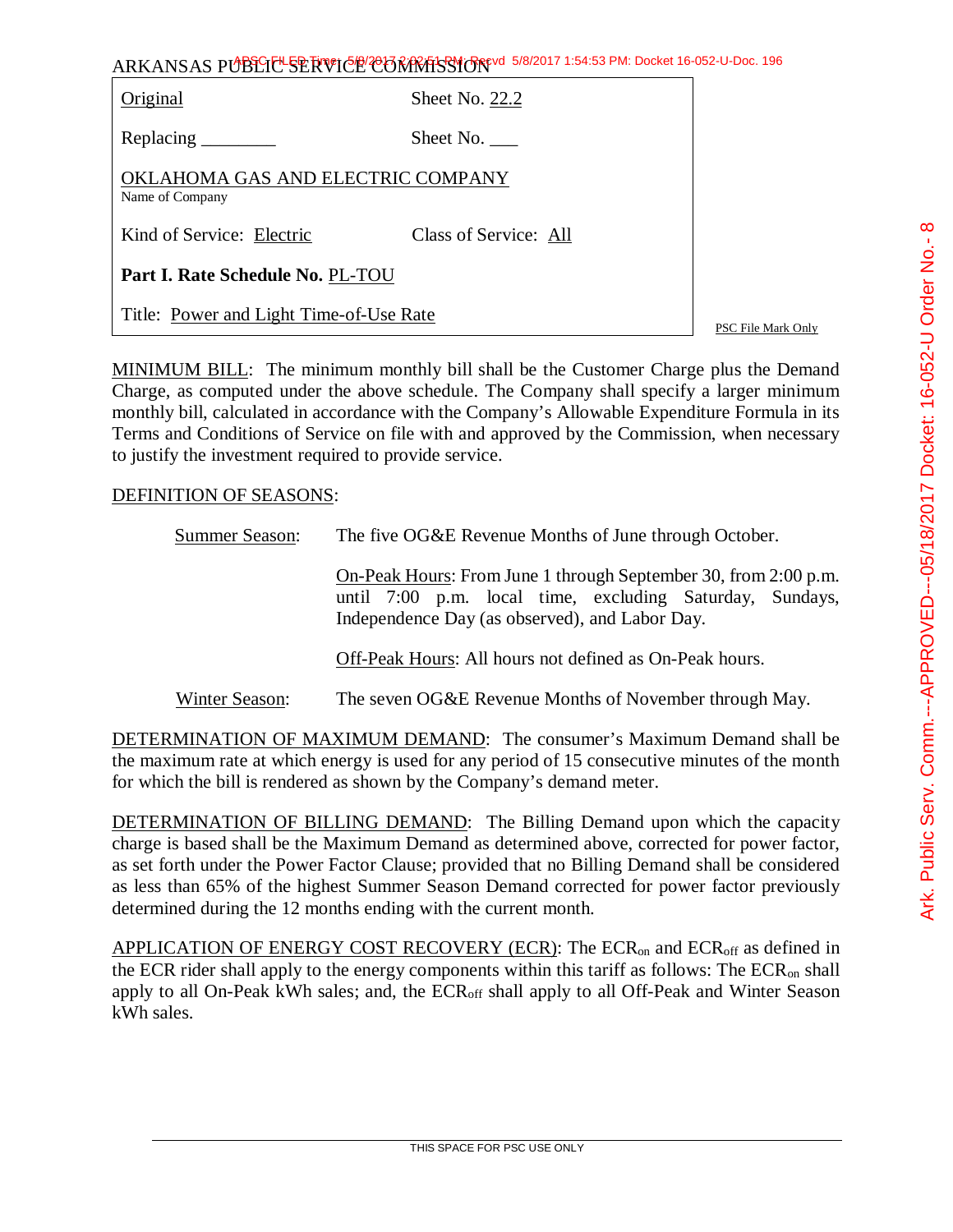ARKANSAS PUBLIC SERVICE COMMISSION

| | |
|---|---|
| Original | Sheet No. 22.2 |
| Replacing ________ | Sheet No. ___ |
| OKLAHOMA GAS AND ELECTRIC COMPANY<br>Name of Company | |
| Kind of Service: Electric | Class of Service: All |
| **Part I. Rate Schedule No.** PL-TOU | |
| Title: Power and Light Time-of-Use Rate | |

PSC File Mark Only

MINIMUM BILL: The minimum monthly bill shall be the Customer Charge plus the Demand Charge, as computed under the above schedule. The Company shall specify a larger minimum monthly bill, calculated in accordance with the Company's Allowable Expenditure Formula in its Terms and Conditions of Service on file with and approved by the Commission, when necessary to justify the investment required to provide service.

DEFINITION OF SEASONS:

Summer Season: The five OG&E Revenue Months of June through October.

On-Peak Hours: From June 1 through September 30, from 2:00 p.m. until 7:00 p.m. local time, excluding Saturday, Sundays, Independence Day (as observed), and Labor Day.

Off-Peak Hours: All hours not defined as On-Peak hours.

Winter Season: The seven OG&E Revenue Months of November through May.

DETERMINATION OF MAXIMUM DEMAND: The consumer's Maximum Demand shall be the maximum rate at which energy is used for any period of 15 consecutive minutes of the month for which the bill is rendered as shown by the Company's demand meter.

DETERMINATION OF BILLING DEMAND: The Billing Demand upon which the capacity charge is based shall be the Maximum Demand as determined above, corrected for power factor, as set forth under the Power Factor Clause; provided that no Billing Demand shall be considered as less than 65% of the highest Summer Season Demand corrected for power factor previously determined during the 12 months ending with the current month.

APPLICATION OF ENERGY COST RECOVERY (ECR): The $ECR_{on}$ and $ECR_{off}$ as defined in the ECR rider shall apply to the energy components within this tariff as follows: The $ECR_{on}$ shall apply to all On-Peak kWh sales; and, the $ECR_{off}$ shall apply to all Off-Peak and Winter Season kWh sales.

THIS SPACE FOR PSC USE ONLY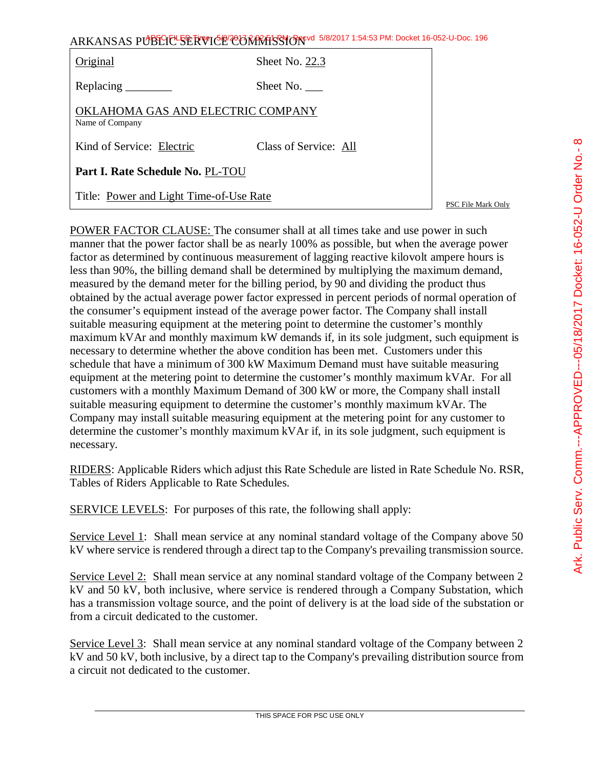ARKANSAS PUBLIC SERVICE COMMISSION

| | |
|---|---|
| Original | Sheet No. 22.3 |
| Replacing ________ | Sheet No. ___ |
| OKLAHOMA GAS AND ELECTRIC COMPANY<br>Name of Company | |
| Kind of Service: Electric | Class of Service: All |
| **Part I. Rate Schedule No.** PL-TOU | |
| Title: Power and Light Time-of-Use Rate | |

PSC File Mark Only

POWER FACTOR CLAUSE: The consumer shall at all times take and use power in such manner that the power factor shall be as nearly 100% as possible, but when the average power factor as determined by continuous measurement of lagging reactive kilovolt ampere hours is less than 90%, the billing demand shall be determined by multiplying the maximum demand, measured by the demand meter for the billing period, by 90 and dividing the product thus obtained by the actual average power factor expressed in percent periods of normal operation of the consumer's equipment instead of the average power factor. The Company shall install suitable measuring equipment at the metering point to determine the customer's monthly maximum kVAr and monthly maximum kW demands if, in its sole judgment, such equipment is necessary to determine whether the above condition has been met. Customers under this schedule that have a minimum of 300 kW Maximum Demand must have suitable measuring equipment at the metering point to determine the customer's monthly maximum kVAr. For all customers with a monthly Maximum Demand of 300 kW or more, the Company shall install suitable measuring equipment to determine the customer's monthly maximum kVAr. The Company may install suitable measuring equipment at the metering point for any customer to determine the customer's monthly maximum kVAr if, in its sole judgment, such equipment is necessary.

RIDERS: Applicable Riders which adjust this Rate Schedule are listed in Rate Schedule No. RSR, Tables of Riders Applicable to Rate Schedules.

SERVICE LEVELS: For purposes of this rate, the following shall apply:

Service Level 1: Shall mean service at any nominal standard voltage of the Company above 50 kV where service is rendered through a direct tap to the Company's prevailing transmission source.

Service Level 2: Shall mean service at any nominal standard voltage of the Company between 2 kV and 50 kV, both inclusive, where service is rendered through a Company Substation, which has a transmission voltage source, and the point of delivery is at the load side of the substation or from a circuit dedicated to the customer.

Service Level 3: Shall mean service at any nominal standard voltage of the Company between 2 kV and 50 kV, both inclusive, by a direct tap to the Company's prevailing distribution source from a circuit not dedicated to the customer.

THIS SPACE FOR PSC USE ONLY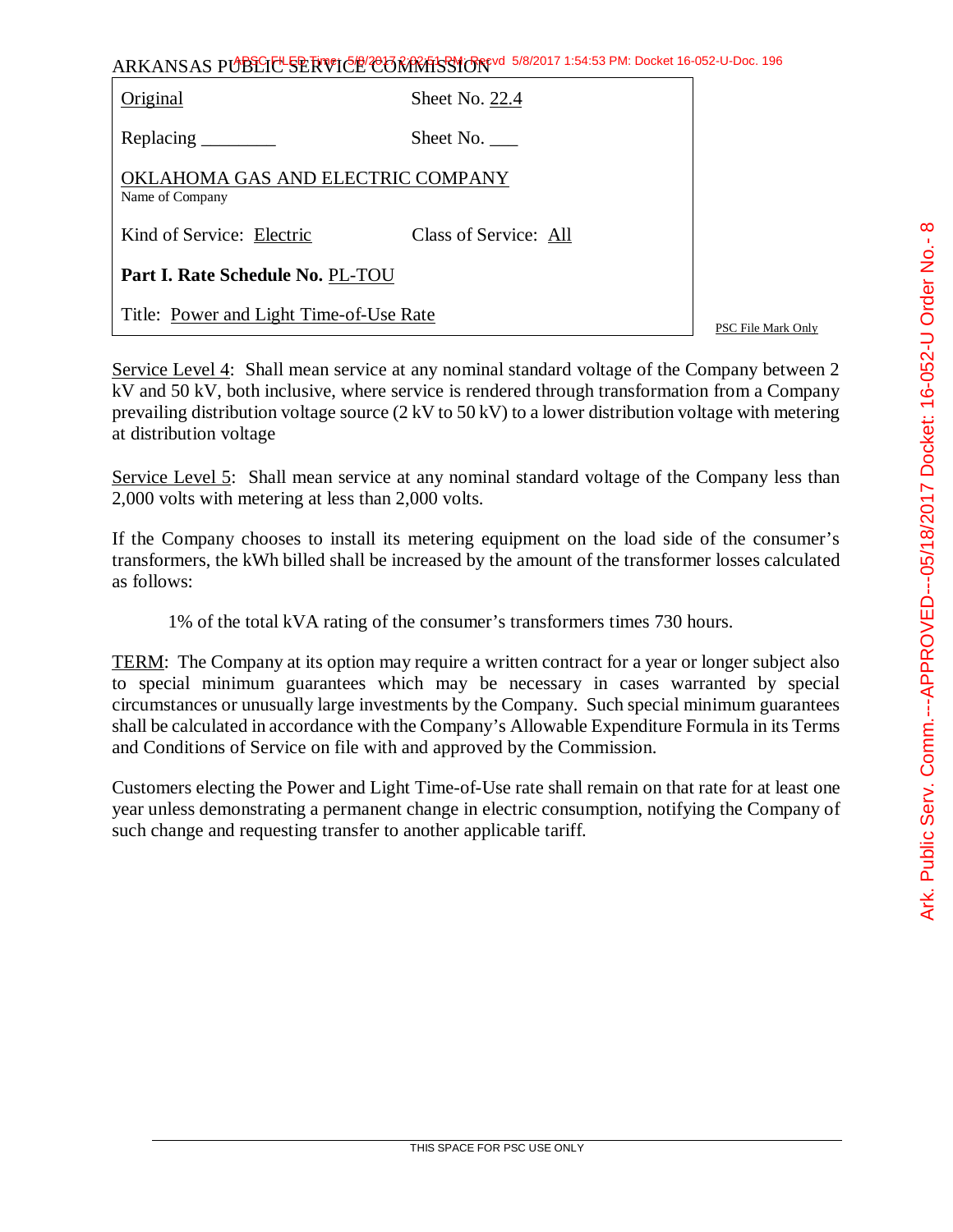ARKANSAS PUBLIC SERVICE COMMISSION

| | |
|---|---|
| Original | Sheet No. 22.4 |
| Replacing ________ | Sheet No. ___ |
| OKLAHOMA GAS AND ELECTRIC COMPANY<br>Name of Company | |
| Kind of Service: Electric | Class of Service: All |
| **Part I. Rate Schedule No.** PL-TOU | |
| Title: Power and Light Time-of-Use Rate | |

PSC File Mark Only

Service Level 4: Shall mean service at any nominal standard voltage of the Company between 2 kV and 50 kV, both inclusive, where service is rendered through transformation from a Company prevailing distribution voltage source (2 kV to 50 kV) to a lower distribution voltage with metering at distribution voltage

Service Level 5: Shall mean service at any nominal standard voltage of the Company less than 2,000 volts with metering at less than 2,000 volts.

If the Company chooses to install its metering equipment on the load side of the consumer's transformers, the kWh billed shall be increased by the amount of the transformer losses calculated as follows:

1% of the total kVA rating of the consumer's transformers times 730 hours.

TERM: The Company at its option may require a written contract for a year or longer subject also to special minimum guarantees which may be necessary in cases warranted by special circumstances or unusually large investments by the Company. Such special minimum guarantees shall be calculated in accordance with the Company's Allowable Expenditure Formula in its Terms and Conditions of Service on file with and approved by the Commission.

Customers electing the Power and Light Time-of-Use rate shall remain on that rate for at least one year unless demonstrating a permanent change in electric consumption, notifying the Company of such change and requesting transfer to another applicable tariff.

THIS SPACE FOR PSC USE ONLY